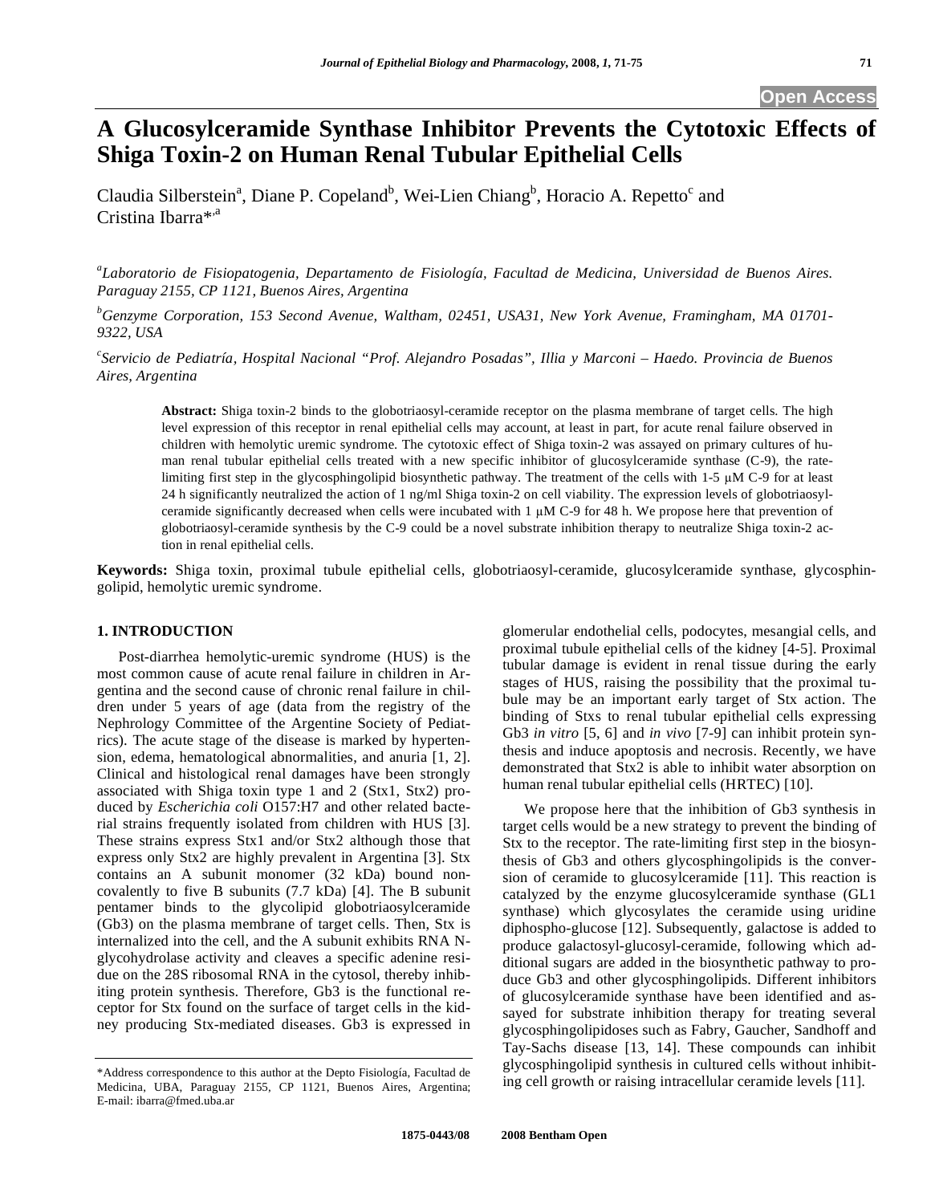# A Glucosylceramide Synthase Inhibitor Prevents the Cytotoxic Effects of Shiga Toxin-2 on Human Renal Tubular Epithelial Cells

Claudia Silberstein[a], Diane P. Copeland[b], Wei-Lien Chiang[b], Horacio A. Repetto[c] and Cristina Ibarra*[,a]

[a] *Laboratorio de Fisiopatogenia, Departamento de Fisiología, Facultad de Medicina, Universidad de Buenos Aires. Paraguay 2155, CP 1121, Buenos Aires, Argentina*

[b] *Genzyme Corporation, 153 Second Avenue, Waltham, 02451, USA31, New York Avenue, Framingham, MA 01701-9322, USA*

[c] *Servicio de Pediatría, Hospital Nacional "Prof. Alejandro Posadas", Illia y Marconi – Haedo. Provincia de Buenos Aires, Argentina*

**Abstract:** Shiga toxin-2 binds to the globotriaosyl-ceramide receptor on the plasma membrane of target cells. The high level expression of this receptor in renal epithelial cells may account, at least in part, for acute renal failure observed in children with hemolytic uremic syndrome. The cytotoxic effect of Shiga toxin-2 was assayed on primary cultures of human renal tubular epithelial cells treated with a new specific inhibitor of glucosylceramide synthase (C-9), the rate-limiting first step in the glycosphingolipid biosynthetic pathway. The treatment of the cells with 1-5 μM C-9 for at least 24 h significantly neutralized the action of 1 ng/ml Shiga toxin-2 on cell viability. The expression levels of globotriaosyl-ceramide significantly decreased when cells were incubated with 1 μM C-9 for 48 h. We propose here that prevention of globotriaosyl-ceramide synthesis by the C-9 could be a novel substrate inhibition therapy to neutralize Shiga toxin-2 action in renal epithelial cells.

**Keywords:** Shiga toxin, proximal tubule epithelial cells, globotriaosyl-ceramide, glucosylceramide synthase, glycosphingolipid, hemolytic uremic syndrome.

## 1. INTRODUCTION

Post-diarrhea hemolytic-uremic syndrome (HUS) is the most common cause of acute renal failure in children in Argentina and the second cause of chronic renal failure in children under 5 years of age (data from the registry of the Nephrology Committee of the Argentine Society of Pediatrics). The acute stage of the disease is marked by hypertension, edema, hematological abnormalities, and anuria [1, 2]. Clinical and histological renal damages have been strongly associated with Shiga toxin type 1 and 2 (Stx1, Stx2) produced by *Escherichia coli* O157:H7 and other related bacterial strains frequently isolated from children with HUS [3]. These strains express Stx1 and/or Stx2 although those that express only Stx2 are highly prevalent in Argentina [3]. Stx contains an A subunit monomer (32 kDa) bound non-covalently to five B subunits (7.7 kDa) [4]. The B subunit pentamer binds to the glycolipid globotriaosylceramide (Gb3) on the plasma membrane of target cells. Then, Stx is internalized into the cell, and the A subunit exhibits RNA N-glycohydrolase activity and cleaves a specific adenine residue on the 28S ribosomal RNA in the cytosol, thereby inhibiting protein synthesis. Therefore, Gb3 is the functional receptor for Stx found on the surface of target cells in the kidney producing Stx-mediated diseases. Gb3 is expressed in glomerular endothelial cells, podocytes, mesangial cells, and proximal tubule epithelial cells of the kidney [4-5]. Proximal tubular damage is evident in renal tissue during the early stages of HUS, raising the possibility that the proximal tubule may be an important early target of Stx action. The binding of Stxs to renal tubular epithelial cells expressing Gb3 *in vitro* [5, 6] and *in vivo* [7-9] can inhibit protein synthesis and induce apoptosis and necrosis. Recently, we have demonstrated that Stx2 is able to inhibit water absorption on human renal tubular epithelial cells (HRTEC) [10].

We propose here that the inhibition of Gb3 synthesis in target cells would be a new strategy to prevent the binding of Stx to the receptor. The rate-limiting first step in the biosynthesis of Gb3 and others glycosphingolipids is the conversion of ceramide to glucosylceramide [11]. This reaction is catalyzed by the enzyme glucosylceramide synthase (GL1 synthase) which glycosylates the ceramide using uridine diphospho-glucose [12]. Subsequently, galactose is added to produce galactosyl-glucosyl-ceramide, following which additional sugars are added in the biosynthetic pathway to produce Gb3 and other glycosphingolipids. Different inhibitors of glucosylceramide synthase have been identified and assayed for substrate inhibition therapy for treating several glycosphingolipidoses such as Fabry, Gaucher, Sandhoff and Tay-Sachs disease [13, 14]. These compounds can inhibit glycosphingolipid synthesis in cultured cells without inhibiting cell growth or raising intracellular ceramide levels [11].

*Address correspondence to this author at the Depto Fisiología, Facultad de Medicina, UBA, Paraguay 2155, CP 1121, Buenos Aires, Argentina; E-mail: ibarra@fmed.uba.ar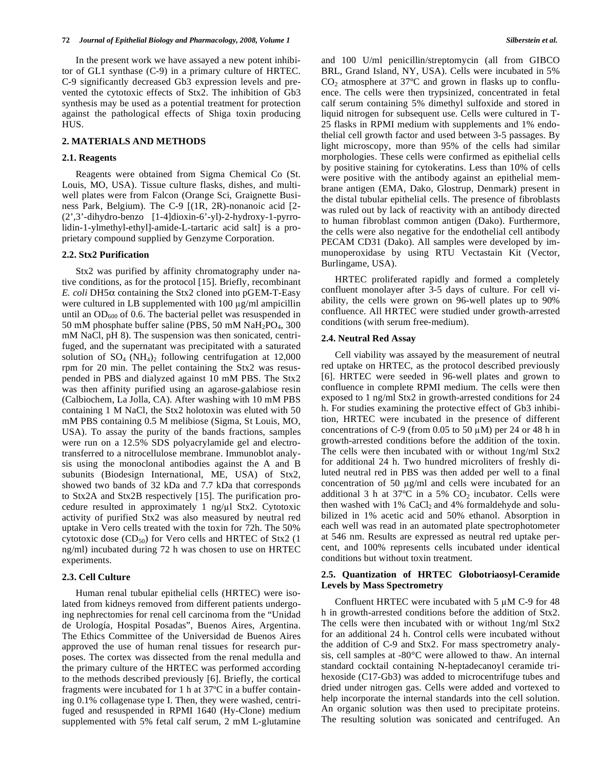In the present work we have assayed a new potent inhibitor of GL1 synthase (C-9) in a primary culture of HRTEC. C-9 significantly decreased Gb3 expression levels and prevented the cytotoxic effects of Stx2. The inhibition of Gb3 synthesis may be used as a potential treatment for protection against the pathological effects of Shiga toxin producing HUS.

## 2. MATERIALS AND METHODS

### 2.1. Reagents

Reagents were obtained from Sigma Chemical Co (St. Louis, MO, USA). Tissue culture flasks, dishes, and multiwell plates were from Falcon (Orange Sci, Graignette Business Park, Belgium). The C-9 [(1R, 2R)-nonanoic acid [2-(2',3'-dihydro-benzo [1-4]dioxin-6'-yl)-2-hydroxy-1-pyrrolidin-1-ylmethyl-ethyl]-amide-L-tartaric acid salt] is a proprietary compound supplied by Genzyme Corporation.

### 2.2. Stx2 Purification

Stx2 was purified by affinity chromatography under native conditions, as for the protocol [15]. Briefly, recombinant *E. coli* DH5α containing the Stx2 cloned into pGEM-T-Easy were cultured in LB supplemented with 100 μg/ml ampicillin until an $OD_{600}$ of 0.6. The bacterial pellet was resuspended in 50 mM phosphate buffer saline (PBS, 50 mM $NaH_2PO_4$, 300 mM NaCl, pH 8). The suspension was then sonicated, centrifuged, and the supernatant was precipitated with a saturated solution of $SO_4$ $(NH_4)_2$ following centrifugation at 12,000 rpm for 20 min. The pellet containing the Stx2 was resuspended in PBS and dialyzed against 10 mM PBS. The Stx2 was then affinity purified using an agarose-galabiose resin (Calbiochem, La Jolla, CA). After washing with 10 mM PBS containing 1 M NaCl, the Stx2 holotoxin was eluted with 50 mM PBS containing 0.5 M melibiose (Sigma, St Louis, MO, USA). To assay the purity of the bands fractions, samples were run on a 12.5% SDS polyacrylamide gel and electrotransferred to a nitrocellulose membrane. Immunoblot analysis using the monoclonal antibodies against the A and B subunits (Biodesign International, ME, USA) of Stx2, showed two bands of 32 kDa and 7.7 kDa that corresponds to Stx2A and Stx2B respectively [15]. The purification procedure resulted in approximately 1 ng/μl Stx2. Cytotoxic activity of purified Stx2 was also measured by neutral red uptake in Vero cells treated with the toxin for 72h. The 50% cytotoxic dose ($CD_{50}$) for Vero cells and HRTEC of Stx2 (1 ng/ml) incubated during 72 h was chosen to use on HRTEC experiments.

### 2.3. Cell Culture

Human renal tubular epithelial cells (HRTEC) were isolated from kidneys removed from different patients undergoing nephrectomies for renal cell carcinoma from the "Unidad de Urología, Hospital Posadas", Buenos Aires, Argentina. The Ethics Committee of the Universidad de Buenos Aires approved the use of human renal tissues for research purposes. The cortex was dissected from the renal medulla and the primary culture of the HRTEC was performed according to the methods described previously [6]. Briefly, the cortical fragments were incubated for 1 h at 37ºC in a buffer containing 0.1% collagenase type I. Then, they were washed, centrifuged and resuspended in RPMI 1640 (Hy-Clone) medium supplemented with 5% fetal calf serum, 2 mM L-glutamine and 100 U/ml penicillin/streptomycin (all from GIBCO BRL, Grand Island, NY, USA). Cells were incubated in 5% $CO_2$ atmosphere at 37ºC and grown in flasks up to confluence. The cells were then trypsinized, concentrated in fetal calf serum containing 5% dimethyl sulfoxide and stored in liquid nitrogen for subsequent use. Cells were cultured in T-25 flasks in RPMI medium with supplements and 1% endothelial cell growth factor and used between 3-5 passages. By light microscopy, more than 95% of the cells had similar morphologies. These cells were confirmed as epithelial cells by positive staining for cytokeratins. Less than 10% of cells were positive with the antibody against an epithelial membrane antigen (EMA, Dako, Glostrup, Denmark) present in the distal tubular epithelial cells. The presence of fibroblasts was ruled out by lack of reactivity with an antibody directed to human fibroblast common antigen (Dako). Furthermore, the cells were also negative for the endothelial cell antibody PECAM CD31 (Dako). All samples were developed by immunoperoxidase by using RTU Vectastain Kit (Vector, Burlingame, USA).

HRTEC proliferated rapidly and formed a completely confluent monolayer after 3-5 days of culture. For cell viability, the cells were grown on 96-well plates up to 90% confluence. All HRTEC were studied under growth-arrested conditions (with serum free-medium).

### 2.4. Neutral Red Assay

Cell viability was assayed by the measurement of neutral red uptake on HRTEC, as the protocol described previously [6]. HRTEC were seeded in 96-well plates and grown to confluence in complete RPMI medium. The cells were then exposed to 1 ng/ml Stx2 in growth-arrested conditions for 24 h. For studies examining the protective effect of Gb3 inhibition, HRTEC were incubated in the presence of different concentrations of C-9 (from 0.05 to 50 μM) per 24 or 48 h in growth-arrested conditions before the addition of the toxin. The cells were then incubated with or without 1ng/ml Stx2 for additional 24 h. Two hundred microliters of freshly diluted neutral red in PBS was then added per well to a final concentration of 50 μg/ml and cells were incubated for an additional 3 h at 37ºC in a 5% $CO_2$ incubator. Cells were then washed with 1% $CaCl_2$ and 4% formaldehyde and solubilized in 1% acetic acid and 50% ethanol. Absorption in each well was read in an automated plate spectrophotometer at 546 nm. Results are expressed as neutral red uptake percent, and 100% represents cells incubated under identical conditions but without toxin treatment.

### 2.5. Quantization of HRTEC Globotriaosyl-Ceramide Levels by Mass Spectrometry

Confluent HRTEC were incubated with 5 μM C-9 for 48 h in growth-arrested conditions before the addition of Stx2. The cells were then incubated with or without 1ng/ml Stx2 for an additional 24 h. Control cells were incubated without the addition of C-9 and Stx2. For mass spectrometry analysis, cell samples at -80°C were allowed to thaw. An internal standard cocktail containing N-heptadecanoyl ceramide trihexoside (C17-Gb3) was added to microcentrifuge tubes and dried under nitrogen gas. Cells were added and vortexed to help incorporate the internal standards into the cell solution. An organic solution was then used to precipitate proteins. The resulting solution was sonicated and centrifuged. An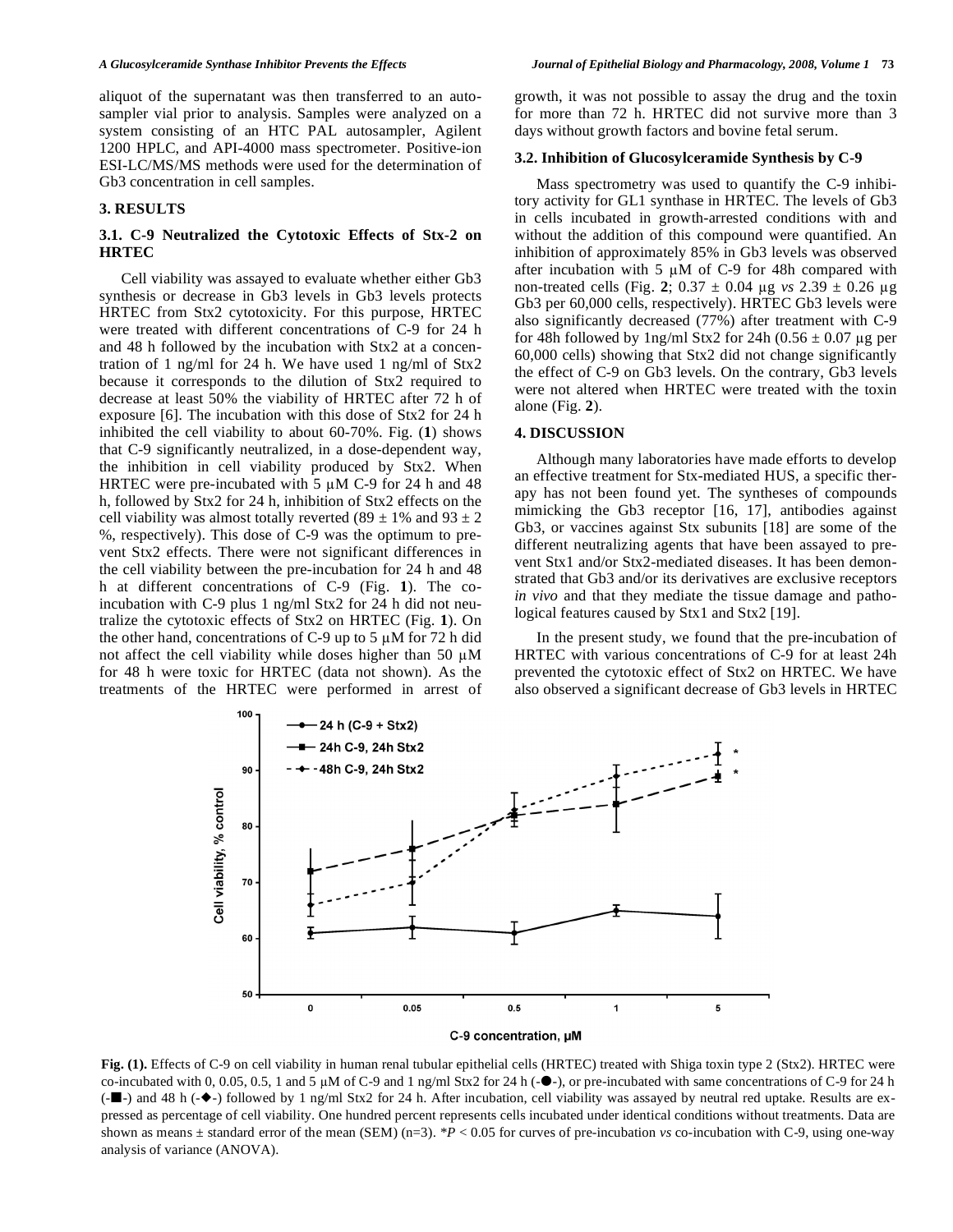aliquot of the supernatant was then transferred to an autosampler vial prior to analysis. Samples were analyzed on a system consisting of an HTC PAL autosampler, Agilent 1200 HPLC, and API-4000 mass spectrometer. Positive-ion ESI-LC/MS/MS methods were used for the determination of Gb3 concentration in cell samples.

## 3. RESULTS

### 3.1. C-9 Neutralized the Cytotoxic Effects of Stx-2 on HRTEC

Cell viability was assayed to evaluate whether either Gb3 synthesis or decrease in Gb3 levels in Gb3 levels protects HRTEC from Stx2 cytotoxicity. For this purpose, HRTEC were treated with different concentrations of C-9 for 24 h and 48 h followed by the incubation with Stx2 at a concentration of 1 ng/ml for 24 h. We have used 1 ng/ml of Stx2 because it corresponds to the dilution of Stx2 required to decrease at least 50% the viability of HRTEC after 72 h of exposure [6]. The incubation with this dose of Stx2 for 24 h inhibited the cell viability to about 60-70%. Fig. (**1**) shows that C-9 significantly neutralized, in a dose-dependent way, the inhibition in cell viability produced by Stx2. When HRTEC were pre-incubated with 5 μM C-9 for 24 h and 48 h, followed by Stx2 for 24 h, inhibition of Stx2 effects on the cell viability was almost totally reverted (89 ± 1% and 93 ± 2 %, respectively). This dose of C-9 was the optimum to prevent Stx2 effects. There were not significant differences in the cell viability between the pre-incubation for 24 h and 48 h at different concentrations of C-9 (Fig. **1**). The co-incubation with C-9 plus 1 ng/ml Stx2 for 24 h did not neutralize the cytotoxic effects of Stx2 on HRTEC (Fig. **1**). On the other hand, concentrations of C-9 up to 5 μM for 72 h did not affect the cell viability while doses higher than 50 μM for 48 h were toxic for HRTEC (data not shown). As the treatments of the HRTEC were performed in arrest of growth, it was not possible to assay the drug and the toxin for more than 72 h. HRTEC did not survive more than 3 days without growth factors and bovine fetal serum.

### 3.2. Inhibition of Glucosylceramide Synthesis by C-9

Mass spectrometry was used to quantify the C-9 inhibitory activity for GL1 synthase in HRTEC. The levels of Gb3 in cells incubated in growth-arrested conditions with and without the addition of this compound were quantified. An inhibition of approximately 85% in Gb3 levels was observed after incubation with 5 μM of C-9 for 48h compared with non-treated cells (Fig. **2**; 0.37 ± 0.04 μg *vs* 2.39 ± 0.26 μg Gb3 per 60,000 cells, respectively). HRTEC Gb3 levels were also significantly decreased (77%) after treatment with C-9 for 48h followed by 1ng/ml Stx2 for 24h (0.56 ± 0.07 μg per 60,000 cells) showing that Stx2 did not change significantly the effect of C-9 on Gb3 levels. On the contrary, Gb3 levels were not altered when HRTEC were treated with the toxin alone (Fig. **2**).

## 4. DISCUSSION

Although many laboratories have made efforts to develop an effective treatment for Stx-mediated HUS, a specific therapy has not been found yet. The syntheses of compounds mimicking the Gb3 receptor [16, 17], antibodies against Gb3, or vaccines against Stx subunits [18] are some of the different neutralizing agents that have been assayed to prevent Stx1 and/or Stx2-mediated diseases. It has been demonstrated that Gb3 and/or its derivatives are exclusive receptors *in vivo* and that they mediate the tissue damage and pathological features caused by Stx1 and Stx2 [19].

In the present study, we found that the pre-incubation of HRTEC with various concentrations of C-9 for at least 24h prevented the cytotoxic effect of Stx2 on HRTEC. We have also observed a significant decrease of Gb3 levels in HRTEC

**Fig. (1).** Effects of C-9 on cell viability in human renal tubular epithelial cells (HRTEC) treated with Shiga toxin type 2 (Stx2). HRTEC were co-incubated with 0, 0.05, 0.5, 1 and 5 μM of C-9 and 1 ng/ml Stx2 for 24 h (-●-), or pre-incubated with same concentrations of C-9 for 24 h (-■-) and 48 h (-◆-) followed by 1 ng/ml Stx2 for 24 h. After incubation, cell viability was assayed by neutral red uptake. Results are expressed as percentage of cell viability. One hundred percent represents cells incubated under identical conditions without treatments. Data are shown as means ± standard error of the mean (SEM) (n=3). *$P < 0.05$ for curves of pre-incubation *vs* co-incubation with C-9, using one-way analysis of variance (ANOVA).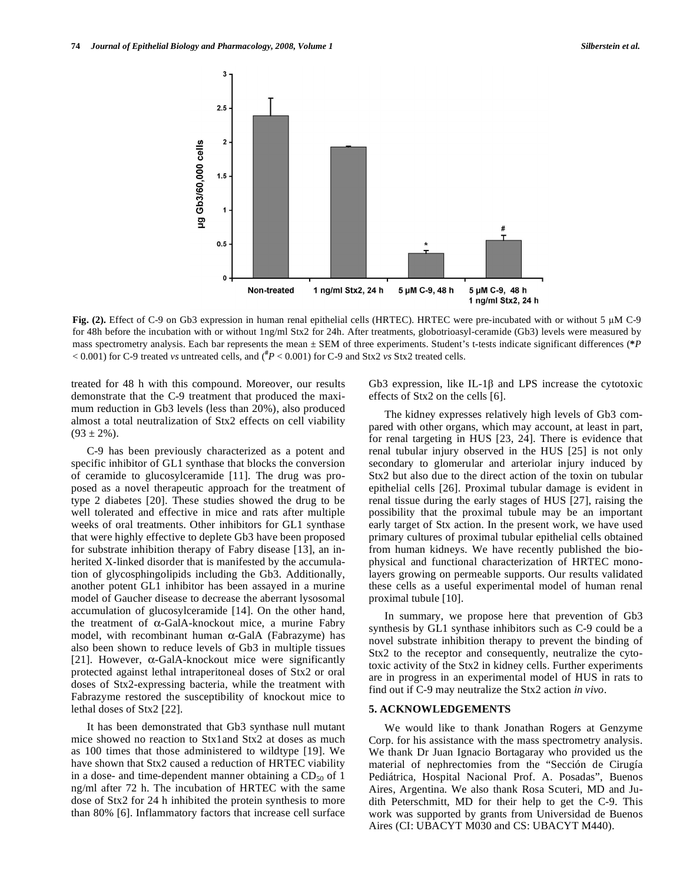**Fig. (2).** Effect of C-9 on Gb3 expression in human renal epithelial cells (HRTEC). HRTEC were pre-incubated with or without 5 μM C-9 for 48h before the incubation with or without 1ng/ml Stx2 for 24h. After treatments, globotrioasyl-ceramide (Gb3) levels were measured by mass spectrometry analysis. Each bar represents the mean ± SEM of three experiments. Student's t-tests indicate significant differences (*$P$ < 0.001) for C-9 treated *vs* untreated cells, and (#$P$ < 0.001) for C-9 and Stx2 *vs* Stx2 treated cells.

treated for 48 h with this compound. Moreover, our results demonstrate that the C-9 treatment that produced the maximum reduction in Gb3 levels (less than 20%), also produced almost a total neutralization of Stx2 effects on cell viability (93 ± 2%).

C-9 has been previously characterized as a potent and specific inhibitor of GL1 synthase that blocks the conversion of ceramide to glucosylceramide [11]. The drug was proposed as a novel therapeutic approach for the treatment of type 2 diabetes [20]. These studies showed the drug to be well tolerated and effective in mice and rats after multiple weeks of oral treatments. Other inhibitors for GL1 synthase that were highly effective to deplete Gb3 have been proposed for substrate inhibition therapy of Fabry disease [13], an inherited X-linked disorder that is manifested by the accumulation of glycosphingolipids including the Gb3. Additionally, another potent GL1 inhibitor has been assayed in a murine model of Gaucher disease to decrease the aberrant lysosomal accumulation of glucosylceramide [14]. On the other hand, the treatment of α-GalA-knockout mice, a murine Fabry model, with recombinant human α-GalA (Fabrazyme) has also been shown to reduce levels of Gb3 in multiple tissues [21]. However, α-GalA-knockout mice were significantly protected against lethal intraperitoneal doses of Stx2 or oral doses of Stx2-expressing bacteria, while the treatment with Fabrazyme restored the susceptibility of knockout mice to lethal doses of Stx2 [22].

It has been demonstrated that Gb3 synthase null mutant mice showed no reaction to Stx1and Stx2 at doses as much as 100 times that those administered to wildtype [19]. We have shown that Stx2 caused a reduction of HRTEC viability in a dose- and time-dependent manner obtaining a $CD_{50}$ of 1 ng/ml after 72 h. The incubation of HRTEC with the same dose of Stx2 for 24 h inhibited the protein synthesis to more than 80% [6]. Inflammatory factors that increase cell surface Gb3 expression, like IL-1β and LPS increase the cytotoxic effects of Stx2 on the cells [6].

The kidney expresses relatively high levels of Gb3 compared with other organs, which may account, at least in part, for renal targeting in HUS [23, 24]. There is evidence that renal tubular injury observed in the HUS [25] is not only secondary to glomerular and arteriolar injury induced by Stx2 but also due to the direct action of the toxin on tubular epithelial cells [26]. Proximal tubular damage is evident in renal tissue during the early stages of HUS [27], raising the possibility that the proximal tubule may be an important early target of Stx action. In the present work, we have used primary cultures of proximal tubular epithelial cells obtained from human kidneys. We have recently published the biophysical and functional characterization of HRTEC monolayers growing on permeable supports. Our results validated these cells as a useful experimental model of human renal proximal tubule [10].

In summary, we propose here that prevention of Gb3 synthesis by GL1 synthase inhibitors such as C-9 could be a novel substrate inhibition therapy to prevent the binding of Stx2 to the receptor and consequently, neutralize the cytotoxic activity of the Stx2 in kidney cells. Further experiments are in progress in an experimental model of HUS in rats to find out if C-9 may neutralize the Stx2 action *in vivo*.

## 5. ACKNOWLEDGEMENTS

We would like to thank Jonathan Rogers at Genzyme Corp. for his assistance with the mass spectrometry analysis. We thank Dr Juan Ignacio Bortagaray who provided us the material of nephrectomies from the "Sección de Cirugía Pediátrica, Hospital Nacional Prof. A. Posadas", Buenos Aires, Argentina. We also thank Rosa Scuteri, MD and Judith Peterschmitt, MD for their help to get the C-9. This work was supported by grants from Universidad de Buenos Aires (CI: UBACYT M030 and CS: UBACYT M440).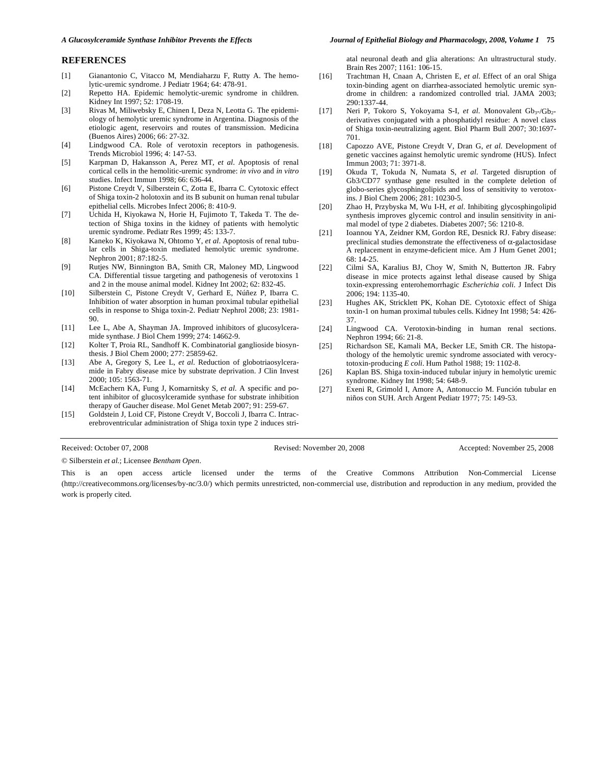## REFERENCES

[1] Gianantonio C, Vitacco M, Mendiaharzu F, Rutty A. The hemolytic-uremic syndrome. J Pediatr 1964; 64: 478-91.

[2] Repetto HA. Epidemic hemolytic-uremic syndrome in children. Kidney Int 1997; 52: 1708-19.

[3] Rivas M, Miliwebsky E, Chinen I, Deza N, Leotta G. The epidemiology of hemolytic uremic syndrome in Argentina. Diagnosis of the etiologic agent, reservoirs and routes of transmission. Medicina (Buenos Aires) 2006; 66: 27-32.

[4] Lindgwood CA. Role of verotoxin receptors in pathogenesis. Trends Microbiol 1996; 4: 147-53.

[5] Karpman D, Hakansson A, Perez MT, *et al*. Apoptosis of renal cortical cells in the hemolitic-uremic syndrome: *in vivo* and *in vitro* studies. Infect Immun 1998; 66: 636-44.

[6] Pistone Creydt V, Silberstein C, Zotta E, Ibarra C. Cytotoxic effect of Shiga toxin-2 holotoxin and its B subunit on human renal tubular epithelial cells. Microbes Infect 2006; 8: 410-9.

[7] Uchida H, Kiyokawa N, Horie H, Fujimoto T, Takeda T. The detection of Shiga toxins in the kidney of patients with hemolytic uremic syndrome. Pediatr Res 1999; 45: 133-7.

[8] Kaneko K, Kiyokawa N, Ohtomo Y, *et al*. Apoptosis of renal tubular cells in Shiga-toxin mediated hemolytic uremic syndrome. Nephron 2001; 87:182-5.

[9] Rutjes NW, Binnington BA, Smith CR, Maloney MD, Lingwood CA. Differential tissue targeting and pathogenesis of verotoxins 1 and 2 in the mouse animal model. Kidney Int 2002; 62: 832-45.

[10] Silberstein C, Pistone Creydt V, Gerhard E, Núñez P, Ibarra C. Inhibition of water absorption in human proximal tubular epithelial cells in response to Shiga toxin-2. Pediatr Nephrol 2008; 23: 1981-90.

[11] Lee L, Abe A, Shayman JA. Improved inhibitors of glucosylceramide synthase. J Biol Chem 1999; 274: 14662-9.

[12] Kolter T, Proia RL, Sandhoff K. Combinatorial ganglioside biosynthesis. J Biol Chem 2000; 277: 25859-62.

[13] Abe A, Gregory S, Lee L, *et al*. Reduction of globotriaosylceramide in Fabry disease mice by substrate deprivation. J Clin Invest 2000; 105: 1563-71.

[14] McEachern KA, Fung J, Komarnitsky S, *et al*. A specific and potent inhibitor of glucosylceramide synthase for substrate inhibition therapy of Gaucher disease. Mol Genet Metab 2007; 91: 259-67.

[15] Goldstein J, Loid CF, Pistone Creydt V, Boccoli J, Ibarra C. Intracerebroventricular administration of Shiga toxin type 2 induces striatal neuronal death and glia alterations: An ultrastructural study. Brain Res 2007; 1161: 106-15.

[16] Trachtman H, Cnaan A, Christen E, *et al*. Effect of an oral Shiga toxin-binding agent on diarrhea-associated hemolytic uremic syndrome in children: a randomized controlled trial. JAMA 2003; 290:1337-44.

[17] Neri P, Tokoro S, Yokoyama S-I, *et al*. Monovalent $Gb_3$-/$Gb_2$-derivatives conjugated with a phosphatidyl residue: A novel class of Shiga toxin-neutralizing agent. Biol Pharm Bull 2007; 30:1697-701.

[18] Capozzo AVE, Pistone Creydt V, Dran G, *et al*. Development of genetic vaccines against hemolytic uremic syndrome (HUS). Infect Immun 2003; 71: 3971-8.

[19] Okuda T, Tokuda N, Numata S, *et al*. Targeted disruption of Gb3/CD77 synthase gene resulted in the complete deletion of globo-series glycosphingolipids and loss of sensitivity to verotoxins. J Biol Chem 2006; 281: 10230-5.

[20] Zhao H, Przybyska M, Wu I-H, *et al*. Inhibiting glycosphingolipid synthesis improves glycemic control and insulin sensitivity in animal model of type 2 diabetes. Diabetes 2007; 56: 1210-8.

[21] Ioannou YA, Zeidner KM, Gordon RE, Desnick RJ. Fabry disease: preclinical studies demonstrate the effectiveness of α-galactosidase A replacement in enzyme-deficient mice. Am J Hum Genet 2001; 68: 14-25.

[22] Cilmi SA, Karalius BJ, Choy W, Smith N, Butterton JR. Fabry disease in mice protects against lethal disease caused by Shiga toxin-expressing enterohemorrhagic *Escherichia coli*. J Infect Dis 2006; 194: 1135-40.

[23] Hughes AK, Stricklett PK, Kohan DE. Cytotoxic effect of Shiga toxin-1 on human proximal tubules cells. Kidney Int 1998; 54: 426-37.

[24] Lingwood CA. Verotoxin-binding in human renal sections. Nephron 1994; 66: 21-8.

[25] Richardson SE, Kamali MA, Becker LE, Smith CR. The histopathology of the hemolytic uremic syndrome associated with verocytotoxin-producing *E coli*. Hum Pathol 1988; 19: 1102-8.

[26] Kaplan BS. Shiga toxin-induced tubular injury in hemolytic uremic syndrome. Kidney Int 1998; 54: 648-9.

[27] Exeni R, Grimold I, Amore A, Antonuccio M. Función tubular en niños con SUH. Arch Argent Pediatr 1977; 75: 149-53.

---

Received: October 07, 2008    Revised: November 20, 2008    Accepted: November 25, 2008

© Silberstein *et al.*; Licensee *Bentham Open*.

This is an open access article licensed under the terms of the Creative Commons Attribution Non-Commercial License (http://creativecommons.org/licenses/by-nc/3.0/) which permits unrestricted, non-commercial use, distribution and reproduction in any medium, provided the work is properly cited.